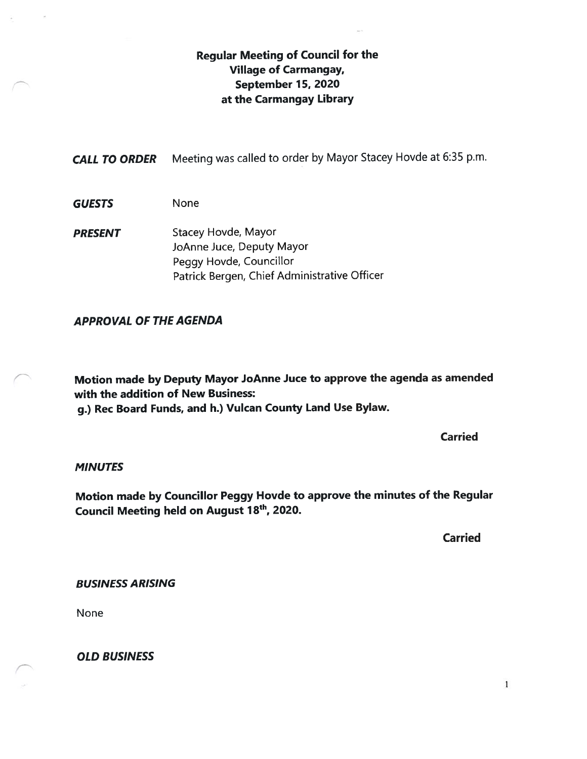# Regular Meeting of Council for the Village of Carmangay, September 15, 2020 at the Carmangay Library

***CALL TO ORDER*** Meeting was called to order by Mayor Stacey Hovde at 6:35 p.m.

***GUESTS*** None

***PRESENT*** Stacey Hovde, Mayor
JoAnne Juce, Deputy Mayor
Peggy Hovde, Councillor
Patrick Bergen, Chief Administrative Officer

## *APPROVAL OF THE AGENDA*

**Motion made by Deputy Mayor JoAnne Juce to approve the agenda as amended with the addition of New Business:**
**g.) Rec Board Funds, and h.) Vulcan County Land Use Bylaw.**

**Carried**

## *MINUTES*

**Motion made by Councillor Peggy Hovde to approve the minutes of the Regular Council Meeting held on August 18th, 2020.**

**Carried**

## *BUSINESS ARISING*

None

## *OLD BUSINESS*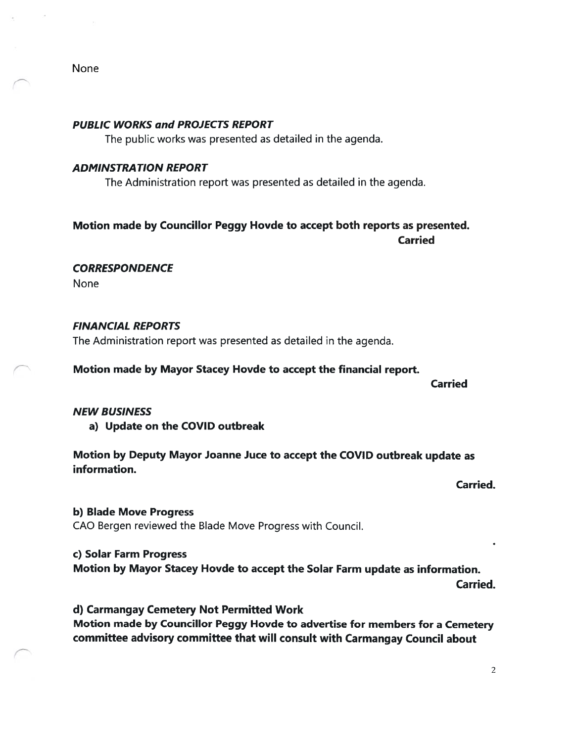None

***PUBLIC WORKS and PROJECTS REPORT***

The public works was presented as detailed in the agenda.

***ADMINSTRATION REPORT***

The Administration report was presented as detailed in the agenda.

**Motion made by Councillor Peggy Hovde to accept both reports as presented.**

**Carried**

***CORRESPONDENCE***

None

***FINANCIAL REPORTS***

The Administration report was presented as detailed in the agenda.

**Motion made by Mayor Stacey Hovde to accept the financial report.**

**Carried**

***NEW BUSINESS***

**a) Update on the COVID outbreak**

**Motion by Deputy Mayor Joanne Juce to accept the COVID outbreak update as information.**

**Carried.**

**b) Blade Move Progress**

CAO Bergen reviewed the Blade Move Progress with Council.

**c) Solar Farm Progress**

**Motion by Mayor Stacey Hovde to accept the Solar Farm update as information.**

**Carried.**

**d) Carmangay Cemetery Not Permitted Work**

**Motion made by Councillor Peggy Hovde to advertise for members for a Cemetery committee advisory committee that will consult with Carmangay Council about**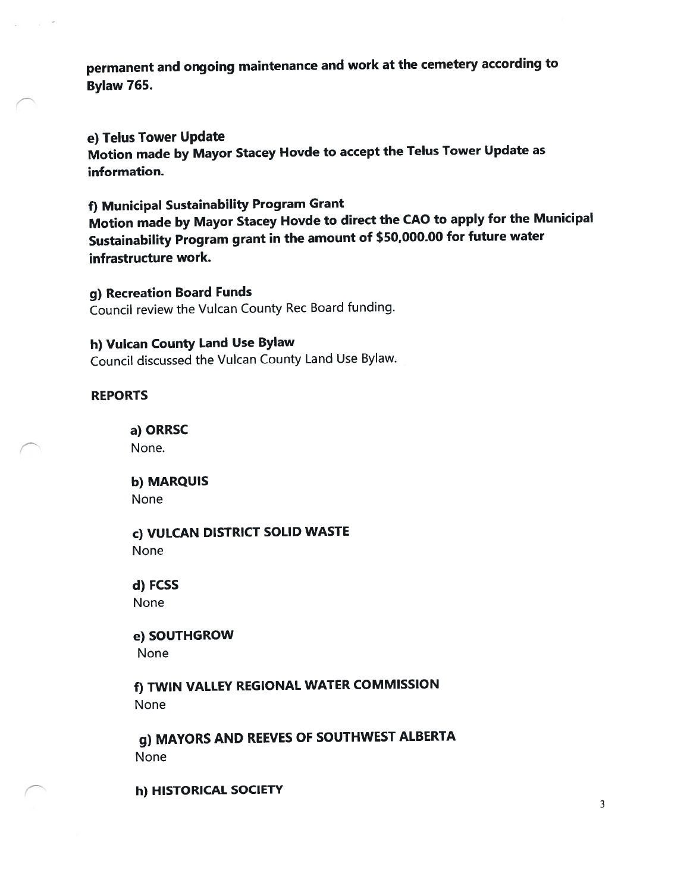**permanent and ongoing maintenance and work at the cemetery according to Bylaw 765.**

**e) Telus Tower Update**
**Motion made by Mayor Stacey Hovde to accept the Telus Tower Update as information.**

**f) Municipal Sustainability Program Grant**
**Motion made by Mayor Stacey Hovde to direct the CAO to apply for the Municipal Sustainability Program grant in the amount of $50,000.00 for future water infrastructure work.**

**g) Recreation Board Funds**
Council review the Vulcan County Rec Board funding.

**h) Vulcan County Land Use Bylaw**
Council discussed the Vulcan County Land Use Bylaw.

**REPORTS**

**a) ORRSC**
None.

**b) MARQUIS**
None

**c) VULCAN DISTRICT SOLID WASTE**
None

**d) FCSS**
None

**e) SOUTHGROW**
None

**f) TWIN VALLEY REGIONAL WATER COMMISSION**
None

**g) MAYORS AND REEVES OF SOUTHWEST ALBERTA**
None

**h) HISTORICAL SOCIETY**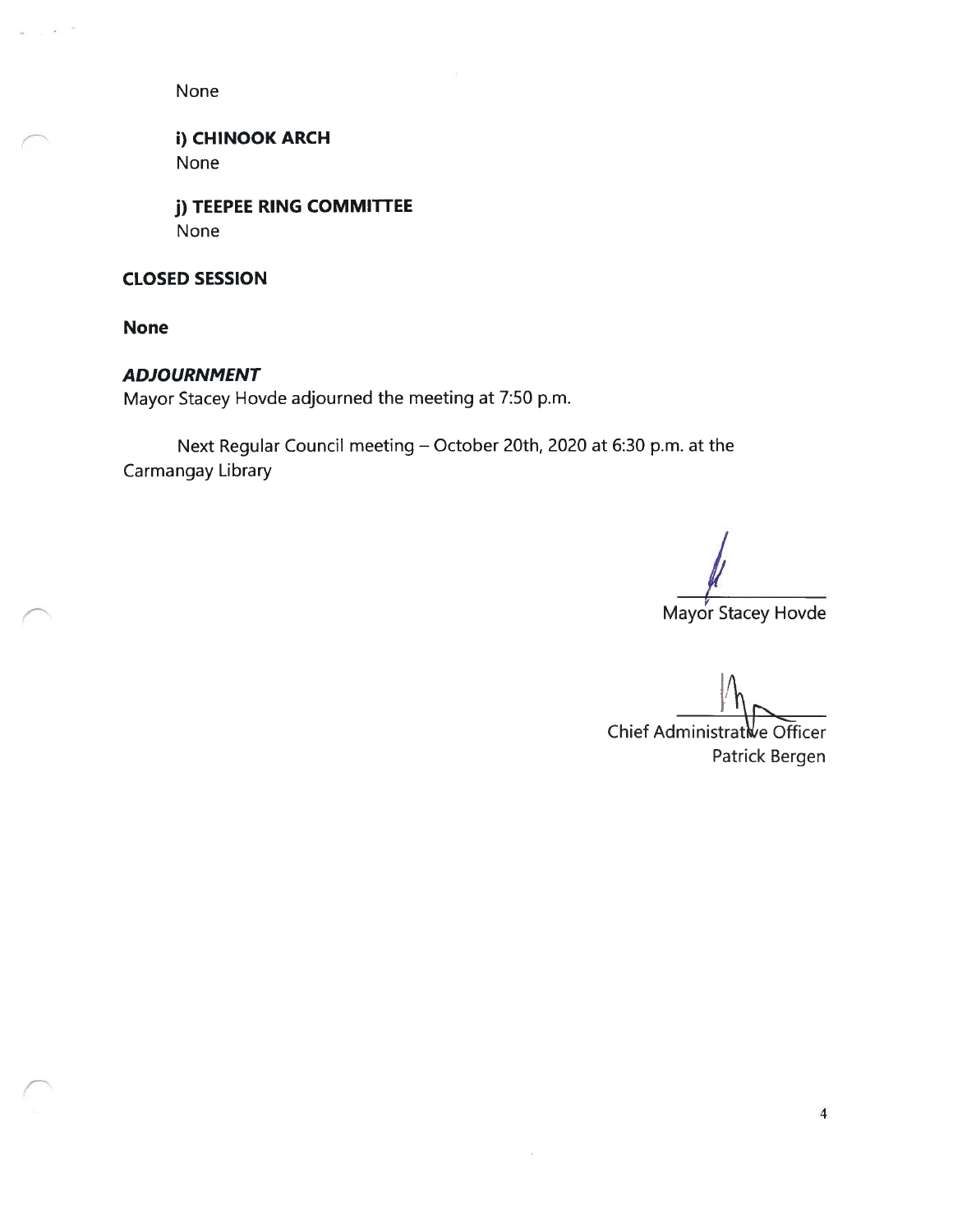None

**i) CHINOOK ARCH**
None

**j) TEEPEE RING COMMITTEE**
None

**CLOSED SESSION**

**None**

***ADJOURNMENT***
Mayor Stacey Hovde adjourned the meeting at 7:50 p.m.

Next Regular Council meeting – October 20th, 2020 at 6:30 p.m. at the Carmangay Library

Mayor Stacey Hovde

Chief Administrative Officer
Patrick Bergen